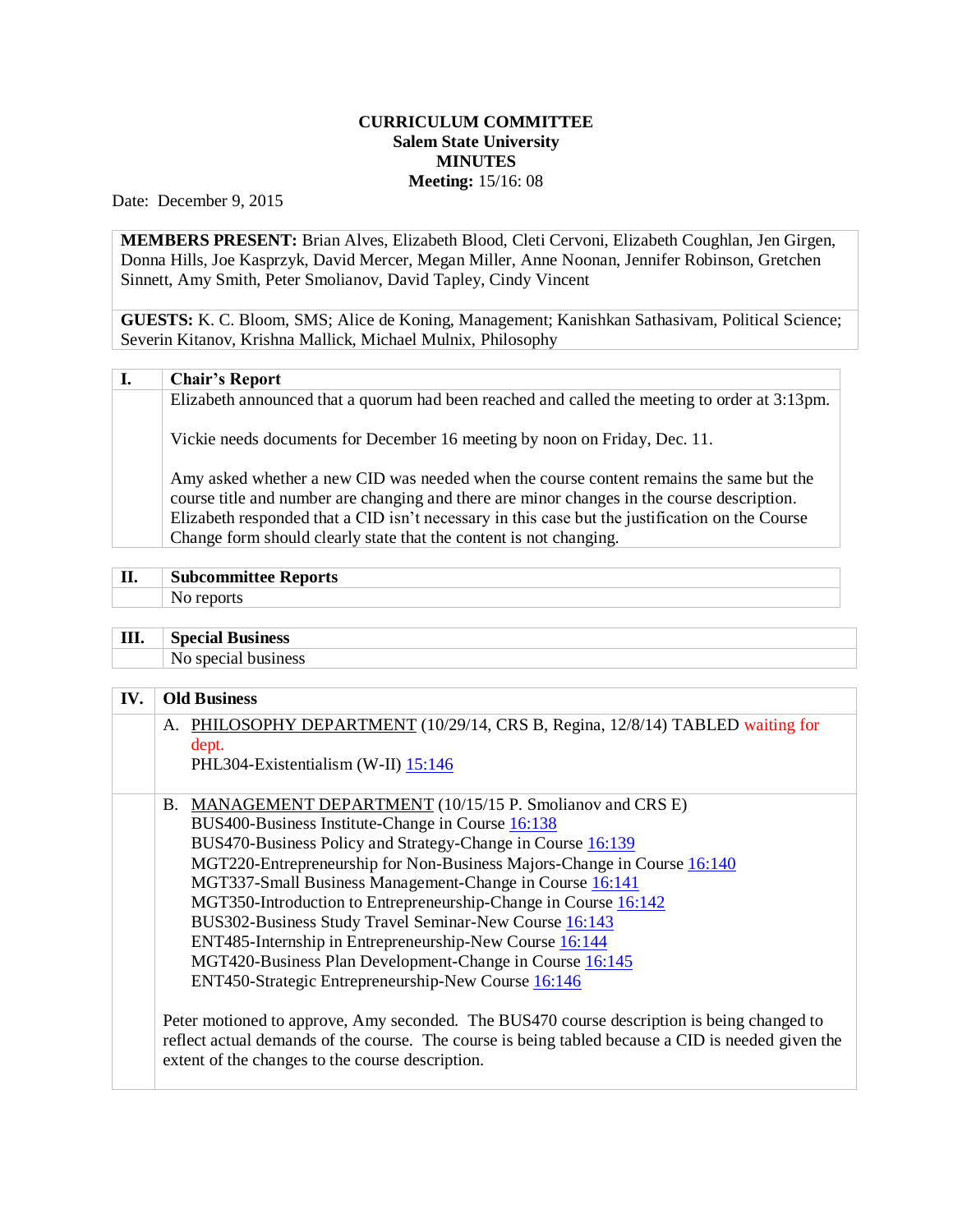**CURRICULUM COMMITTEE**
**Salem State University**
**MINUTES**
**Meeting:** 15/16: 08

Date: December 9, 2015

**MEMBERS PRESENT:** Brian Alves, Elizabeth Blood, Cleti Cervoni, Elizabeth Coughlan, Jen Girgen, Donna Hills, Joe Kasprzyk, David Mercer, Megan Miller, Anne Noonan, Jennifer Robinson, Gretchen Sinnett, Amy Smith, Peter Smolianov, David Tapley, Cindy Vincent

**GUESTS:** K. C. Bloom, SMS; Alice de Koning, Management; Kanishkan Sathasivam, Political Science; Severin Kitanov, Krishna Mallick, Michael Mulnix, Philosophy

## I. Chair's Report

Elizabeth announced that a quorum had been reached and called the meeting to order at 3:13pm.

Vickie needs documents for December 16 meeting by noon on Friday, Dec. 11.

Amy asked whether a new CID was needed when the course content remains the same but the course title and number are changing and there are minor changes in the course description. Elizabeth responded that a CID isn't necessary in this case but the justification on the Course Change form should clearly state that the content is not changing.

## II. Subcommittee Reports

No reports

## III. Special Business

No special business

## IV. Old Business

A. PHILOSOPHY DEPARTMENT (10/29/14, CRS B, Regina, 12/8/14) TABLED waiting for dept.
   PHL304-Existentialism (W-II) 15:146

B. MANAGEMENT DEPARTMENT (10/15/15 P. Smolianov and CRS E)
   BUS400-Business Institute-Change in Course 16:138
   BUS470-Business Policy and Strategy-Change in Course 16:139
   MGT220-Entrepreneurship for Non-Business Majors-Change in Course 16:140
   MGT337-Small Business Management-Change in Course 16:141
   MGT350-Introduction to Entrepreneurship-Change in Course 16:142
   BUS302-Business Study Travel Seminar-New Course 16:143
   ENT485-Internship in Entrepreneurship-New Course 16:144
   MGT420-Business Plan Development-Change in Course 16:145
   ENT450-Strategic Entrepreneurship-New Course 16:146

Peter motioned to approve, Amy seconded. The BUS470 course description is being changed to reflect actual demands of the course. The course is being tabled because a CID is needed given the extent of the changes to the course description.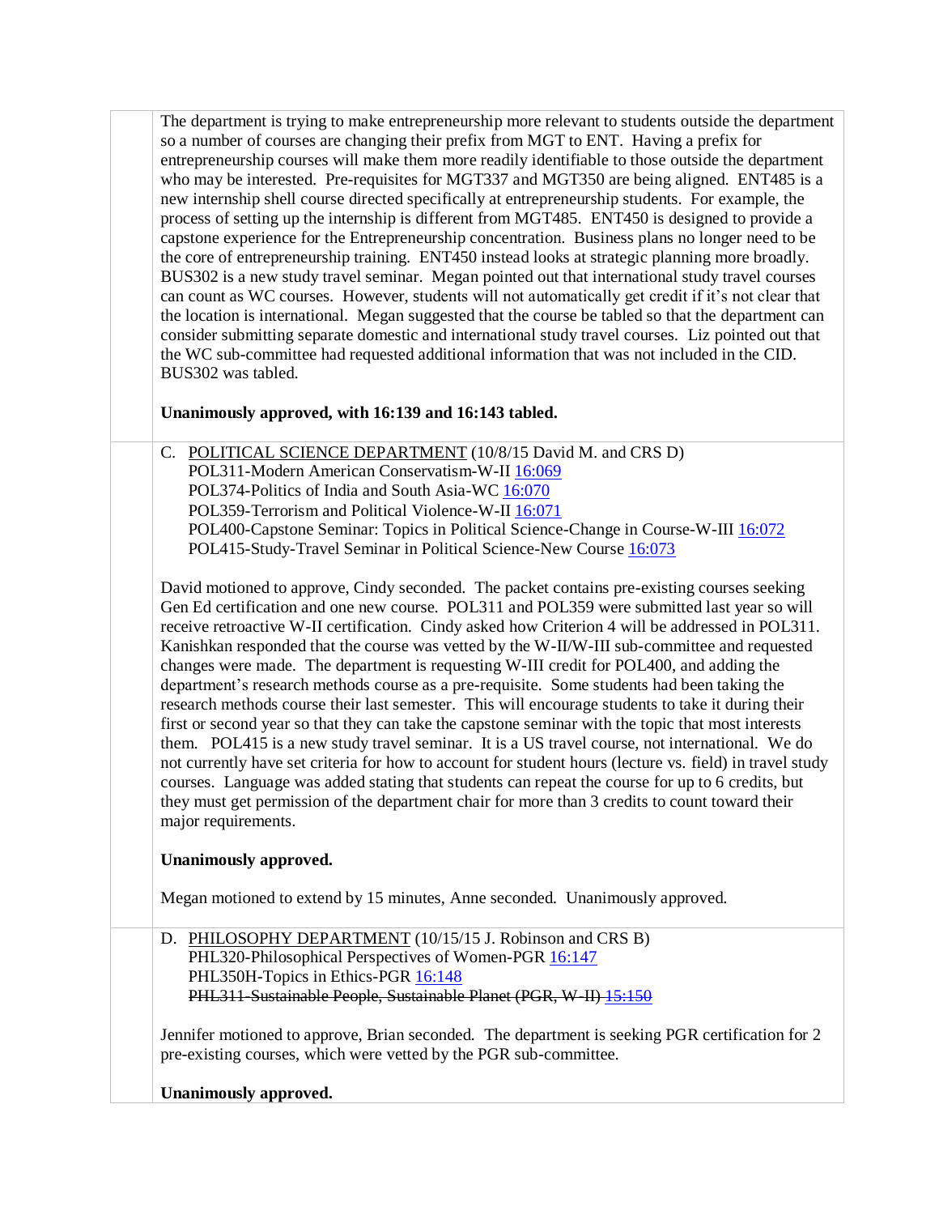The department is trying to make entrepreneurship more relevant to students outside the department so a number of courses are changing their prefix from MGT to ENT. Having a prefix for entrepreneurship courses will make them more readily identifiable to those outside the department who may be interested. Pre-requisites for MGT337 and MGT350 are being aligned. ENT485 is a new internship shell course directed specifically at entrepreneurship students. For example, the process of setting up the internship is different from MGT485. ENT450 is designed to provide a capstone experience for the Entrepreneurship concentration. Business plans no longer need to be the core of entrepreneurship training. ENT450 instead looks at strategic planning more broadly. BUS302 is a new study travel seminar. Megan pointed out that international study travel courses can count as WC courses. However, students will not automatically get credit if it's not clear that the location is international. Megan suggested that the course be tabled so that the department can consider submitting separate domestic and international study travel courses. Liz pointed out that the WC sub-committee had requested additional information that was not included in the CID. BUS302 was tabled.

**Unanimously approved, with 16:139 and 16:143 tabled.**

C. POLITICAL SCIENCE DEPARTMENT (10/8/15 David M. and CRS D)
POL311-Modern American Conservatism-W-II 16:069
POL374-Politics of India and South Asia-WC 16:070
POL359-Terrorism and Political Violence-W-II 16:071
POL400-Capstone Seminar: Topics in Political Science-Change in Course-W-III 16:072
POL415-Study-Travel Seminar in Political Science-New Course 16:073

David motioned to approve, Cindy seconded. The packet contains pre-existing courses seeking Gen Ed certification and one new course. POL311 and POL359 were submitted last year so will receive retroactive W-II certification. Cindy asked how Criterion 4 will be addressed in POL311. Kanishkan responded that the course was vetted by the W-II/W-III sub-committee and requested changes were made. The department is requesting W-III credit for POL400, and adding the department's research methods course as a pre-requisite. Some students had been taking the research methods course their last semester. This will encourage students to take it during their first or second year so that they can take the capstone seminar with the topic that most interests them. POL415 is a new study travel seminar. It is a US travel course, not international. We do not currently have set criteria for how to account for student hours (lecture vs. field) in travel study courses. Language was added stating that students can repeat the course for up to 6 credits, but they must get permission of the department chair for more than 3 credits to count toward their major requirements.

**Unanimously approved.**

Megan motioned to extend by 15 minutes, Anne seconded. Unanimously approved.

D. PHILOSOPHY DEPARTMENT (10/15/15 J. Robinson and CRS B)
PHL320-Philosophical Perspectives of Women-PGR 16:147
PHL350H-Topics in Ethics-PGR 16:148
~~PHL311-Sustainable People, Sustainable Planet (PGR, W-II) 15:150~~

Jennifer motioned to approve, Brian seconded. The department is seeking PGR certification for 2 pre-existing courses, which were vetted by the PGR sub-committee.

**Unanimously approved.**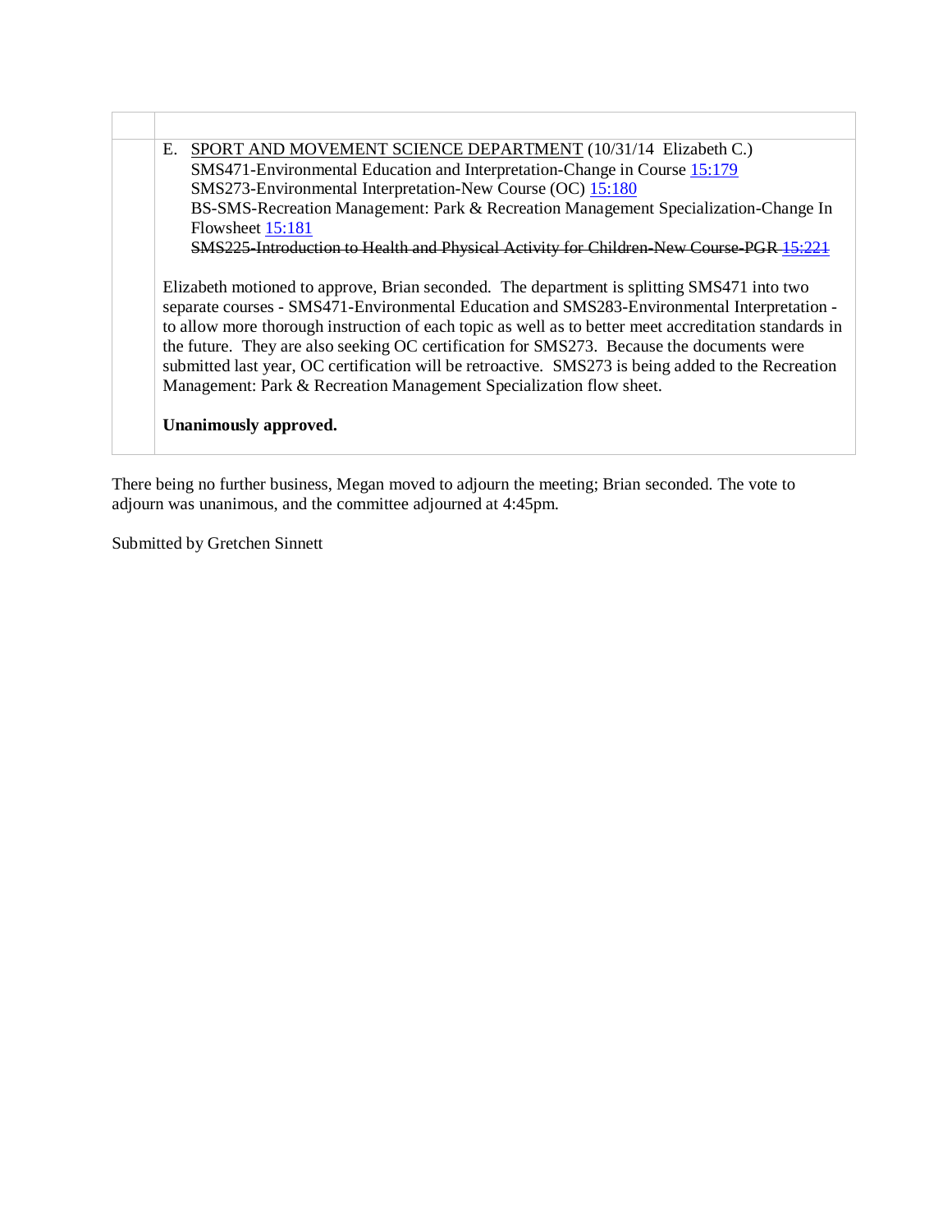| | |
|---|---|
| | E. SPORT AND MOVEMENT SCIENCE DEPARTMENT (10/31/14 Elizabeth C.)<br>SMS471-Environmental Education and Interpretation-Change in Course 15:179<br>SMS273-Environmental Interpretation-New Course (OC) 15:180<br>BS-SMS-Recreation Management: Park & Recreation Management Specialization-Change In Flowsheet 15:181<br>~~SMS225-Introduction to Health and Physical Activity for Children-New Course-PGR 15:221~~<br><br>Elizabeth motioned to approve, Brian seconded. The department is splitting SMS471 into two separate courses - SMS471-Environmental Education and SMS283-Environmental Interpretation - to allow more thorough instruction of each topic as well as to better meet accreditation standards in the future. They are also seeking OC certification for SMS273. Because the documents were submitted last year, OC certification will be retroactive. SMS273 is being added to the Recreation Management: Park & Recreation Management Specialization flow sheet.<br><br>**Unanimously approved.** |

There being no further business, Megan moved to adjourn the meeting; Brian seconded. The vote to adjourn was unanimous, and the committee adjourned at 4:45pm.

Submitted by Gretchen Sinnett